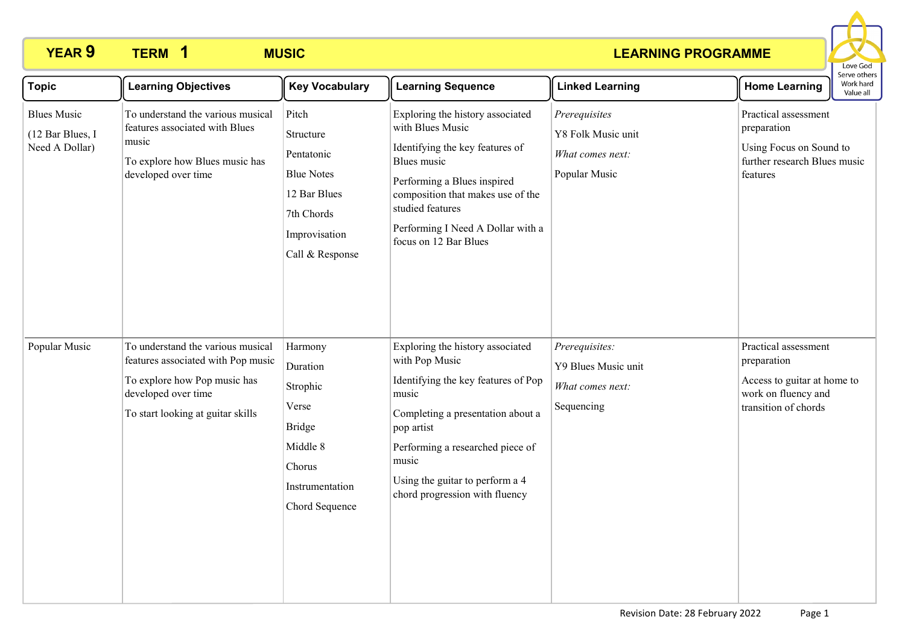# YEAR 9 TERM 1 MUSIC LEARNING PROGRAMME

Love God
Serve others
Work hard
Value all

| Topic | Learning Objectives | Key Vocabulary | Learning Sequence | Linked Learning | Home Learning |
|---|---|---|---|---|---|
| Blues Music<br><br>(12 Bar Blues, I Need A Dollar) | To understand the various musical features associated with Blues music<br><br>To explore how Blues music has developed over time | Pitch<br><br>Structure<br><br>Pentatonic<br><br>Blue Notes<br><br>12 Bar Blues<br><br>7th Chords<br><br>Improvisation<br><br>Call & Response | Exploring the history associated with Blues Music<br><br>Identifying the key features of Blues music<br><br>Performing a Blues inspired composition that makes use of the studied features<br><br>Performing I Need A Dollar with a focus on 12 Bar Blues | *Prerequisites*<br><br>Y8 Folk Music unit<br><br>*What comes next:*<br><br>Popular Music | Practical assessment preparation<br><br>Using Focus on Sound to further research Blues music features |
| Popular Music | To understand the various musical features associated with Pop music<br><br>To explore how Pop music has developed over time<br><br>To start looking at guitar skills | Harmony<br><br>Duration<br><br>Strophic<br><br>Verse<br><br>Bridge<br><br>Middle 8<br><br>Chorus<br><br>Instrumentation<br><br>Chord Sequence | Exploring the history associated with Pop Music<br><br>Identifying the key features of Pop music<br><br>Completing a presentation about a pop artist<br><br>Performing a researched piece of music<br><br>Using the guitar to perform a 4 chord progression with fluency | *Prerequisites:*<br><br>Y9 Blues Music unit<br><br>*What comes next:*<br><br>Sequencing | Practical assessment preparation<br><br>Access to guitar at home to work on fluency and transition of chords |

Revision Date: 28 February 2022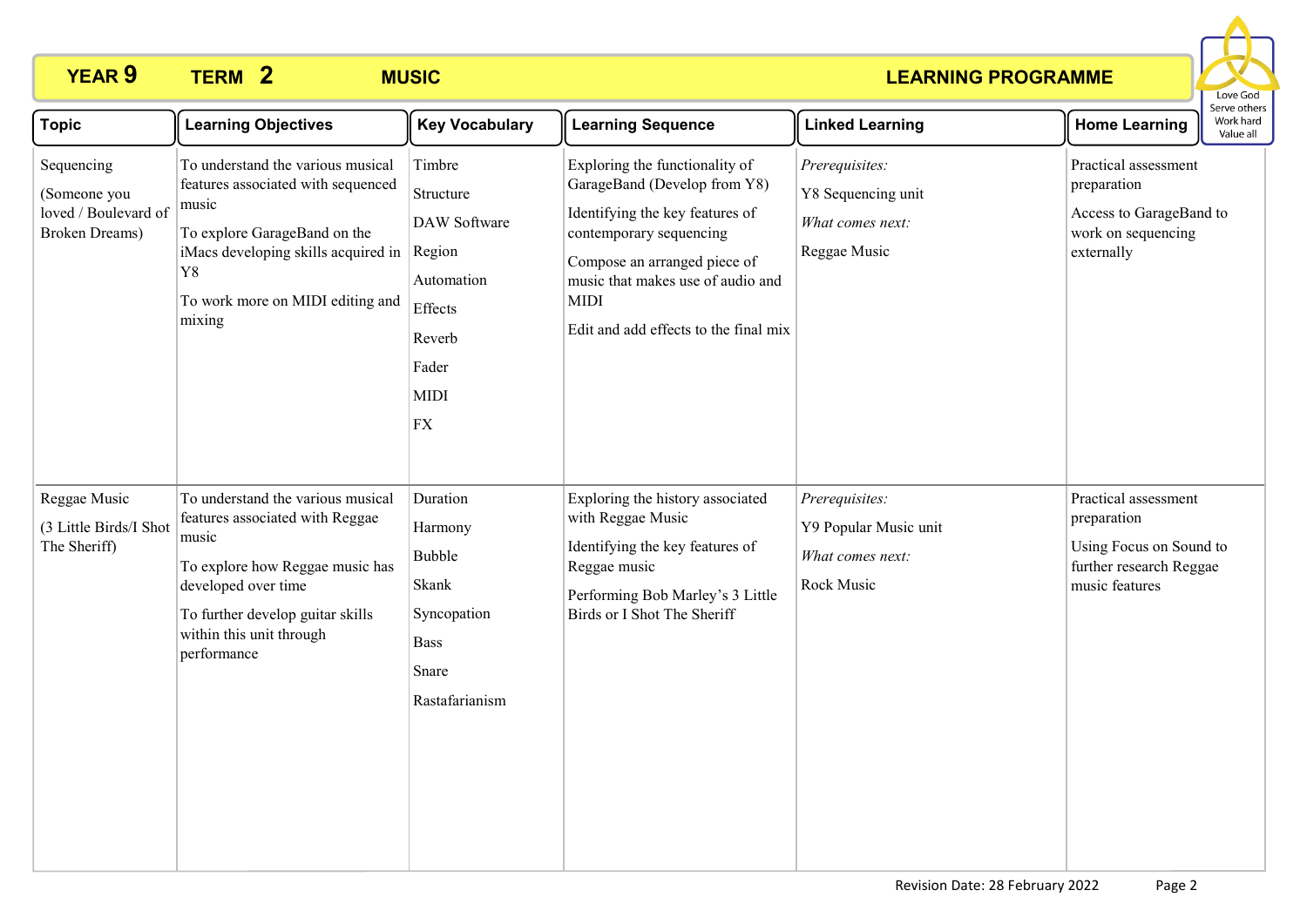# YEAR 9 TERM 2 MUSIC LEARNING PROGRAMME

| Topic | Learning Objectives | Key Vocabulary | Learning Sequence | Linked Learning | Home Learning |
|---|---|---|---|---|---|
| Sequencing<br><br>(Someone you loved / Boulevard of Broken Dreams) | To understand the various musical features associated with sequenced music<br><br>To explore GarageBand on the iMacs developing skills acquired in Y8<br><br>To work more on MIDI editing and mixing | Timbre<br>Structure<br>DAW Software<br>Region<br>Automation<br>Effects<br>Reverb<br>Fader<br>MIDI<br>FX | Exploring the functionality of GarageBand (Develop from Y8)<br><br>Identifying the key features of contemporary sequencing<br><br>Compose an arranged piece of music that makes use of audio and MIDI<br><br>Edit and add effects to the final mix | *Prerequisites:*<br>Y8 Sequencing unit<br>*What comes next:*<br>Reggae Music | Practical assessment preparation<br><br>Access to GarageBand to work on sequencing externally |
| Reggae Music<br><br>(3 Little Birds/I Shot The Sheriff) | To understand the various musical features associated with Reggae music<br><br>To explore how Reggae music has developed over time<br><br>To further develop guitar skills within this unit through performance | Duration<br>Harmony<br>Bubble<br>Skank<br>Syncopation<br>Bass<br>Snare<br>Rastafarianism | Exploring the history associated with Reggae Music<br><br>Identifying the key features of Reggae music<br><br>Performing Bob Marley's 3 Little Birds or I Shot The Sheriff | *Prerequisites:*<br>Y9 Popular Music unit<br>*What comes next:*<br>Rock Music | Practical assessment preparation<br><br>Using Focus on Sound to further research Reggae music features |

Revision Date: 28 February 2022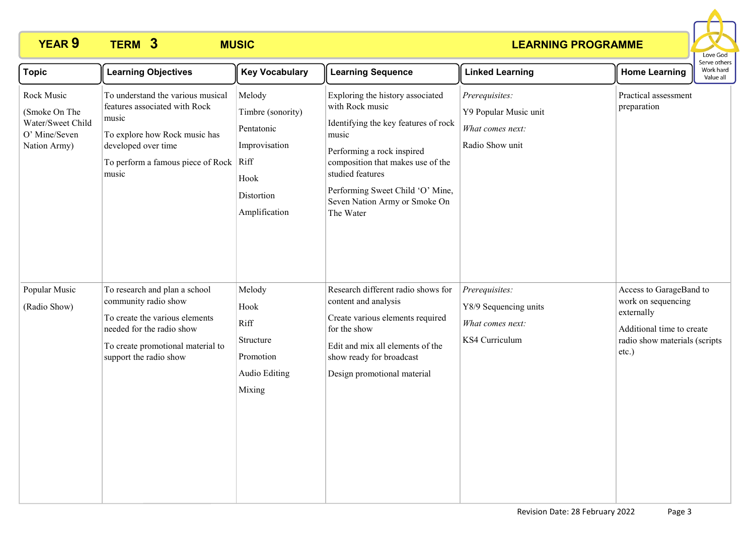# YEAR 9 TERM 3 MUSIC LEARNING PROGRAMME

Love God
Serve others
Work hard
Value all

| Topic | Learning Objectives | Key Vocabulary | Learning Sequence | Linked Learning | Home Learning |
|---|---|---|---|---|---|
| Rock Music<br><br>(Smoke On The Water/Sweet Child O' Mine/Seven Nation Army) | To understand the various musical features associated with Rock music<br><br>To explore how Rock music has developed over time<br><br>To perform a famous piece of Rock music | Melody<br><br>Timbre (sonority)<br><br>Pentatonic<br><br>Improvisation<br><br>Riff<br><br>Hook<br><br>Distortion<br><br>Amplification | Exploring the history associated with Rock music<br><br>Identifying the key features of rock music<br><br>Performing a rock inspired composition that makes use of the studied features<br><br>Performing Sweet Child 'O' Mine, Seven Nation Army or Smoke On The Water | *Prerequisites:*<br><br>Y9 Popular Music unit<br><br>*What comes next:*<br><br>Radio Show unit | Practical assessment preparation |
| Popular Music<br><br>(Radio Show) | To research and plan a school community radio show<br><br>To create the various elements needed for the radio show<br><br>To create promotional material to support the radio show | Melody<br><br>Hook<br><br>Riff<br><br>Structure<br><br>Promotion<br><br>Audio Editing<br><br>Mixing | Research different radio shows for content and analysis<br><br>Create various elements required for the show<br><br>Edit and mix all elements of the show ready for broadcast<br><br>Design promotional material | *Prerequisites:*<br><br>Y8/9 Sequencing units<br><br>*What comes next:*<br><br>KS4 Curriculum | Access to GarageBand to work on sequencing externally<br><br>Additional time to create radio show materials (scripts etc.) |

Revision Date: 28 February 2022